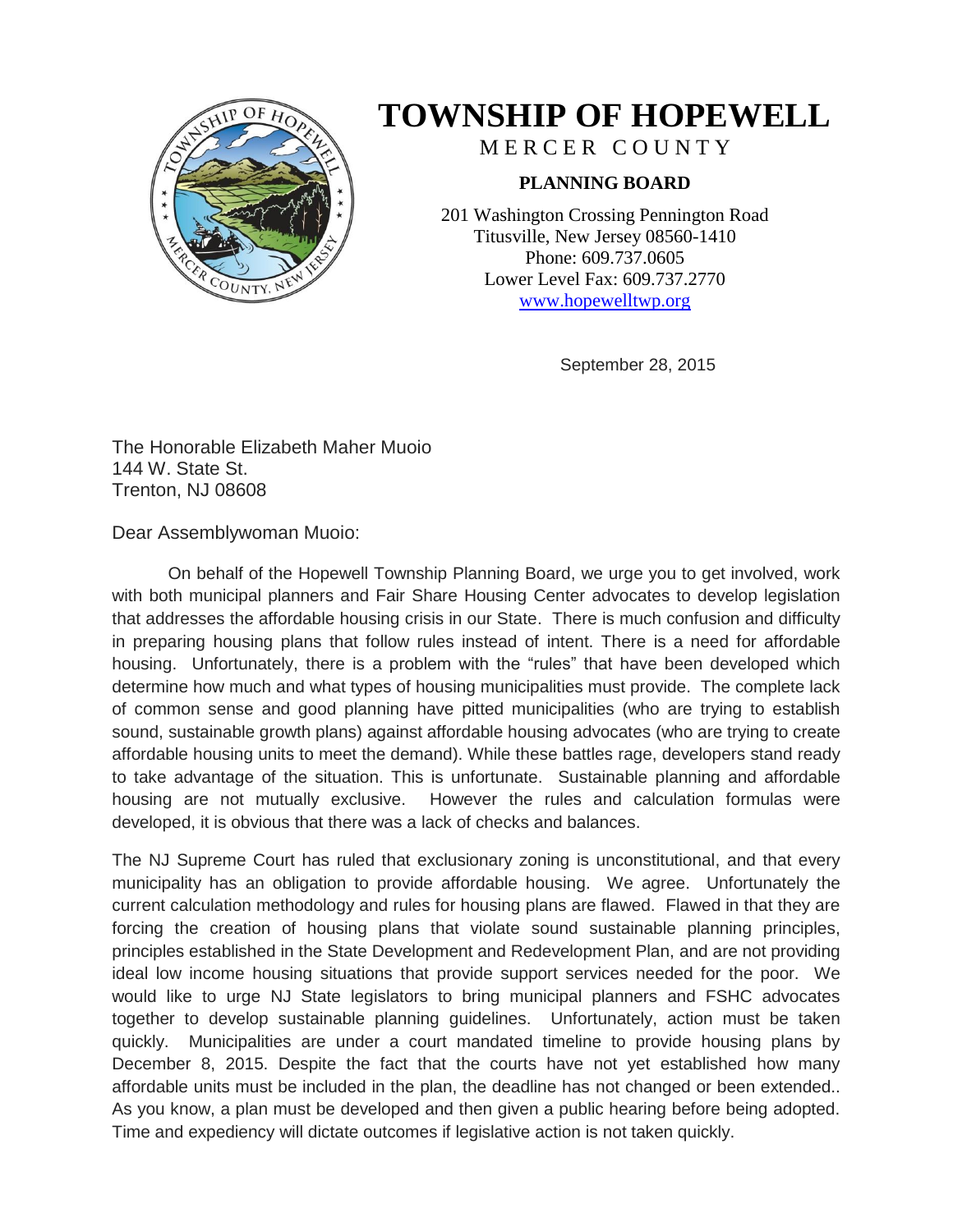# TOWNSHIP OF HOPEWELL

MERCER COUNTY

**PLANNING BOARD**

201 Washington Crossing Pennington Road
Titusville, New Jersey 08560-1410
Phone: 609.737.0605
Lower Level Fax: 609.737.2770
www.hopewelltwp.org

September 28, 2015

The Honorable Elizabeth Maher Muoio
144 W. State St.
Trenton, NJ 08608

Dear Assemblywoman Muoio:

On behalf of the Hopewell Township Planning Board, we urge you to get involved, work with both municipal planners and Fair Share Housing Center advocates to develop legislation that addresses the affordable housing crisis in our State. There is much confusion and difficulty in preparing housing plans that follow rules instead of intent. There is a need for affordable housing. Unfortunately, there is a problem with the "rules" that have been developed which determine how much and what types of housing municipalities must provide. The complete lack of common sense and good planning have pitted municipalities (who are trying to establish sound, sustainable growth plans) against affordable housing advocates (who are trying to create affordable housing units to meet the demand). While these battles rage, developers stand ready to take advantage of the situation. This is unfortunate. Sustainable planning and affordable housing are not mutually exclusive. However the rules and calculation formulas were developed, it is obvious that there was a lack of checks and balances.

The NJ Supreme Court has ruled that exclusionary zoning is unconstitutional, and that every municipality has an obligation to provide affordable housing. We agree. Unfortunately the current calculation methodology and rules for housing plans are flawed. Flawed in that they are forcing the creation of housing plans that violate sound sustainable planning principles, principles established in the State Development and Redevelopment Plan, and are not providing ideal low income housing situations that provide support services needed for the poor. We would like to urge NJ State legislators to bring municipal planners and FSHC advocates together to develop sustainable planning guidelines. Unfortunately, action must be taken quickly. Municipalities are under a court mandated timeline to provide housing plans by December 8, 2015. Despite the fact that the courts have not yet established how many affordable units must be included in the plan, the deadline has not changed or been extended.. As you know, a plan must be developed and then given a public hearing before being adopted. Time and expediency will dictate outcomes if legislative action is not taken quickly.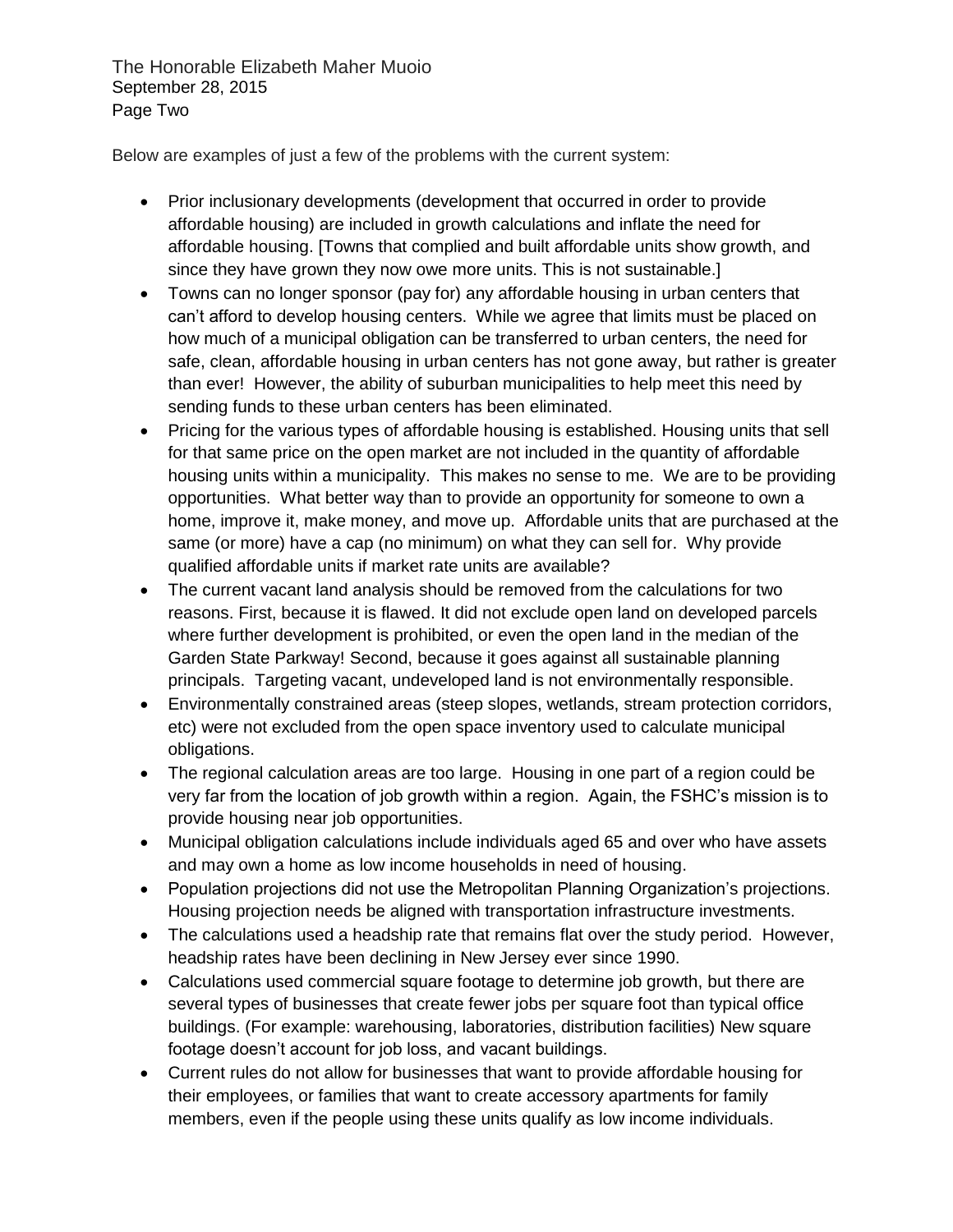Below are examples of just a few of the problems with the current system:

- Prior inclusionary developments (development that occurred in order to provide affordable housing) are included in growth calculations and inflate the need for affordable housing. [Towns that complied and built affordable units show growth, and since they have grown they now owe more units. This is not sustainable.]
- Towns can no longer sponsor (pay for) any affordable housing in urban centers that can't afford to develop housing centers. While we agree that limits must be placed on how much of a municipal obligation can be transferred to urban centers, the need for safe, clean, affordable housing in urban centers has not gone away, but rather is greater than ever! However, the ability of suburban municipalities to help meet this need by sending funds to these urban centers has been eliminated.
- Pricing for the various types of affordable housing is established. Housing units that sell for that same price on the open market are not included in the quantity of affordable housing units within a municipality. This makes no sense to me. We are to be providing opportunities. What better way than to provide an opportunity for someone to own a home, improve it, make money, and move up. Affordable units that are purchased at the same (or more) have a cap (no minimum) on what they can sell for. Why provide qualified affordable units if market rate units are available?
- The current vacant land analysis should be removed from the calculations for two reasons. First, because it is flawed. It did not exclude open land on developed parcels where further development is prohibited, or even the open land in the median of the Garden State Parkway! Second, because it goes against all sustainable planning principals. Targeting vacant, undeveloped land is not environmentally responsible.
- Environmentally constrained areas (steep slopes, wetlands, stream protection corridors, etc) were not excluded from the open space inventory used to calculate municipal obligations.
- The regional calculation areas are too large. Housing in one part of a region could be very far from the location of job growth within a region. Again, the FSHC's mission is to provide housing near job opportunities.
- Municipal obligation calculations include individuals aged 65 and over who have assets and may own a home as low income households in need of housing.
- Population projections did not use the Metropolitan Planning Organization's projections. Housing projection needs be aligned with transportation infrastructure investments.
- The calculations used a headship rate that remains flat over the study period. However, headship rates have been declining in New Jersey ever since 1990.
- Calculations used commercial square footage to determine job growth, but there are several types of businesses that create fewer jobs per square foot than typical office buildings. (For example: warehousing, laboratories, distribution facilities) New square footage doesn't account for job loss, and vacant buildings.
- Current rules do not allow for businesses that want to provide affordable housing for their employees, or families that want to create accessory apartments for family members, even if the people using these units qualify as low income individuals.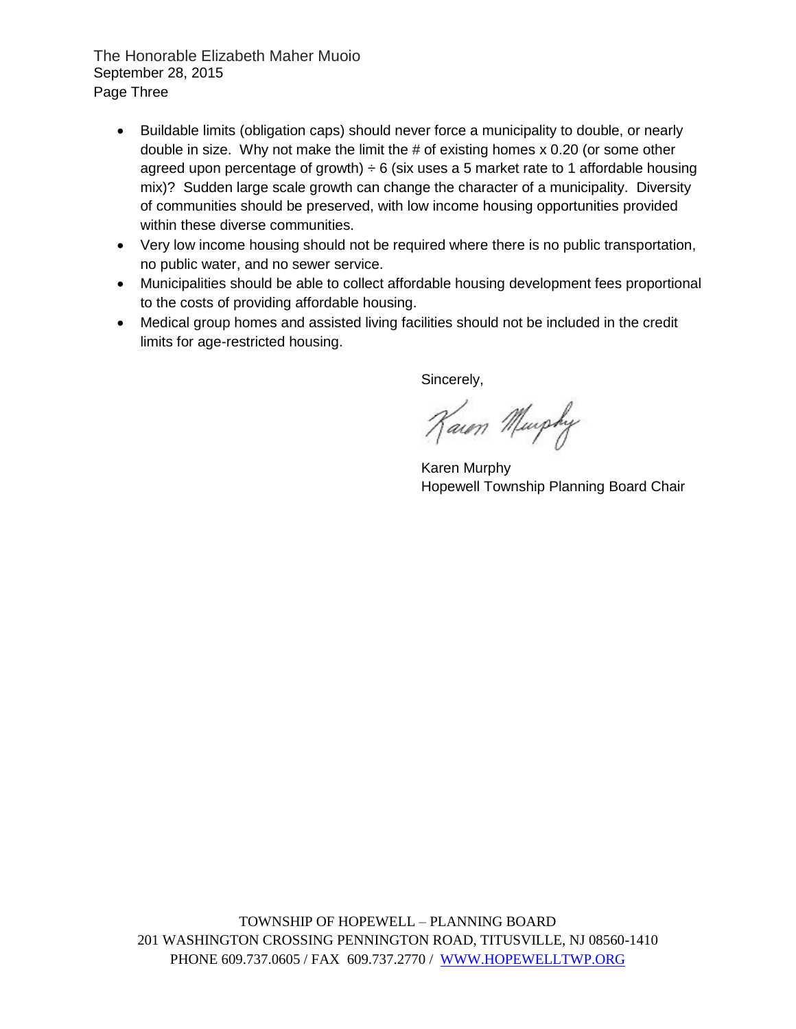- Buildable limits (obligation caps) should never force a municipality to double, or nearly double in size. Why not make the limit the # of existing homes x 0.20 (or some other agreed upon percentage of growth) ÷ 6 (six uses a 5 market rate to 1 affordable housing mix)? Sudden large scale growth can change the character of a municipality. Diversity of communities should be preserved, with low income housing opportunities provided within these diverse communities.
- Very low income housing should not be required where there is no public transportation, no public water, and no sewer service.
- Municipalities should be able to collect affordable housing development fees proportional to the costs of providing affordable housing.
- Medical group homes and assisted living facilities should not be included in the credit limits for age-restricted housing.

Sincerely,

Karen Murphy

Karen Murphy
Hopewell Township Planning Board Chair